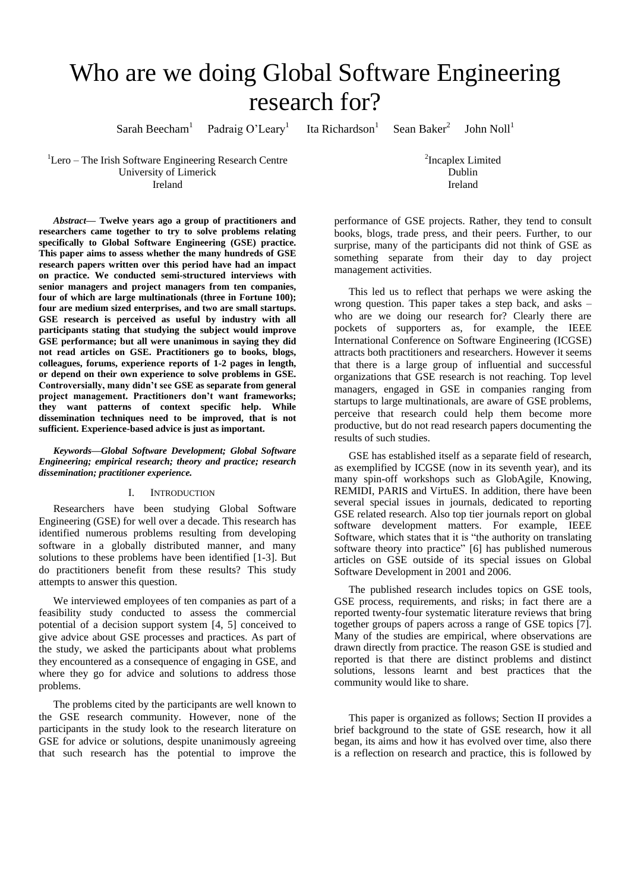# Who are we doing Global Software Engineering research for?

Sarah Beecham[1] Padraig O'Leary[1] Ita Richardson[1] Sean Baker[2] John Noll[1]

[1]Lero – The Irish Software Engineering Research Centre
University of Limerick
Ireland

[2]Incaplex Limited
Dublin
Ireland

***Abstract*— Twelve years ago a group of practitioners and researchers came together to try to solve problems relating specifically to Global Software Engineering (GSE) practice. This paper aims to assess whether the many hundreds of GSE research papers written over this period have had an impact on practice. We conducted semi-structured interviews with senior managers and project managers from ten companies, four of which are large multinationals (three in Fortune 100); four are medium sized enterprises, and two are small startups. GSE research is perceived as useful by industry with all participants stating that studying the subject would improve GSE performance; but all were unanimous in saying they did not read articles on GSE. Practitioners go to books, blogs, colleagues, forums, experience reports of 1-2 pages in length, or depend on their own experience to solve problems in GSE. Controversially, many didn't see GSE as separate from general project management. Practitioners don't want frameworks; they want patterns of context specific help. While dissemination techniques need to be improved, that is not sufficient. Experience-based advice is just as important.**

***Keywords—Global Software Development; Global Software Engineering; empirical research; theory and practice; research dissemination; practitioner experience.***

## I. Introduction

Researchers have been studying Global Software Engineering (GSE) for well over a decade. This research has identified numerous problems resulting from developing software in a globally distributed manner, and many solutions to these problems have been identified [1-3]. But do practitioners benefit from these results? This study attempts to answer this question.

We interviewed employees of ten companies as part of a feasibility study conducted to assess the commercial potential of a decision support system [4, 5] conceived to give advice about GSE processes and practices. As part of the study, we asked the participants about what problems they encountered as a consequence of engaging in GSE, and where they go for advice and solutions to address those problems.

The problems cited by the participants are well known to the GSE research community. However, none of the participants in the study look to the research literature on GSE for advice or solutions, despite unanimously agreeing that such research has the potential to improve the performance of GSE projects. Rather, they tend to consult books, blogs, trade press, and their peers. Further, to our surprise, many of the participants did not think of GSE as something separate from their day to day project management activities.

This led us to reflect that perhaps we were asking the wrong question. This paper takes a step back, and asks – who are we doing our research for? Clearly there are pockets of supporters as, for example, the IEEE International Conference on Software Engineering (ICGSE) attracts both practitioners and researchers. However it seems that there is a large group of influential and successful organizations that GSE research is not reaching. Top level managers, engaged in GSE in companies ranging from startups to large multinationals, are aware of GSE problems, perceive that research could help them become more productive, but do not read research papers documenting the results of such studies.

GSE has established itself as a separate field of research, as exemplified by ICGSE (now in its seventh year), and its many spin-off workshops such as GlobAgile, Knowing, REMIDI, PARIS and VirtuES. In addition, there have been several special issues in journals, dedicated to reporting GSE related research. Also top tier journals report on global software development matters. For example, IEEE Software, which states that it is "the authority on translating software theory into practice" [6] has published numerous articles on GSE outside of its special issues on Global Software Development in 2001 and 2006.

The published research includes topics on GSE tools, GSE process, requirements, and risks; in fact there are a reported twenty-four systematic literature reviews that bring together groups of papers across a range of GSE topics [7]. Many of the studies are empirical, where observations are drawn directly from practice. The reason GSE is studied and reported is that there are distinct problems and distinct solutions, lessons learnt and best practices that the community would like to share.

This paper is organized as follows; Section II provides a brief background to the state of GSE research, how it all began, its aims and how it has evolved over time, also there is a reflection on research and practice, this is followed by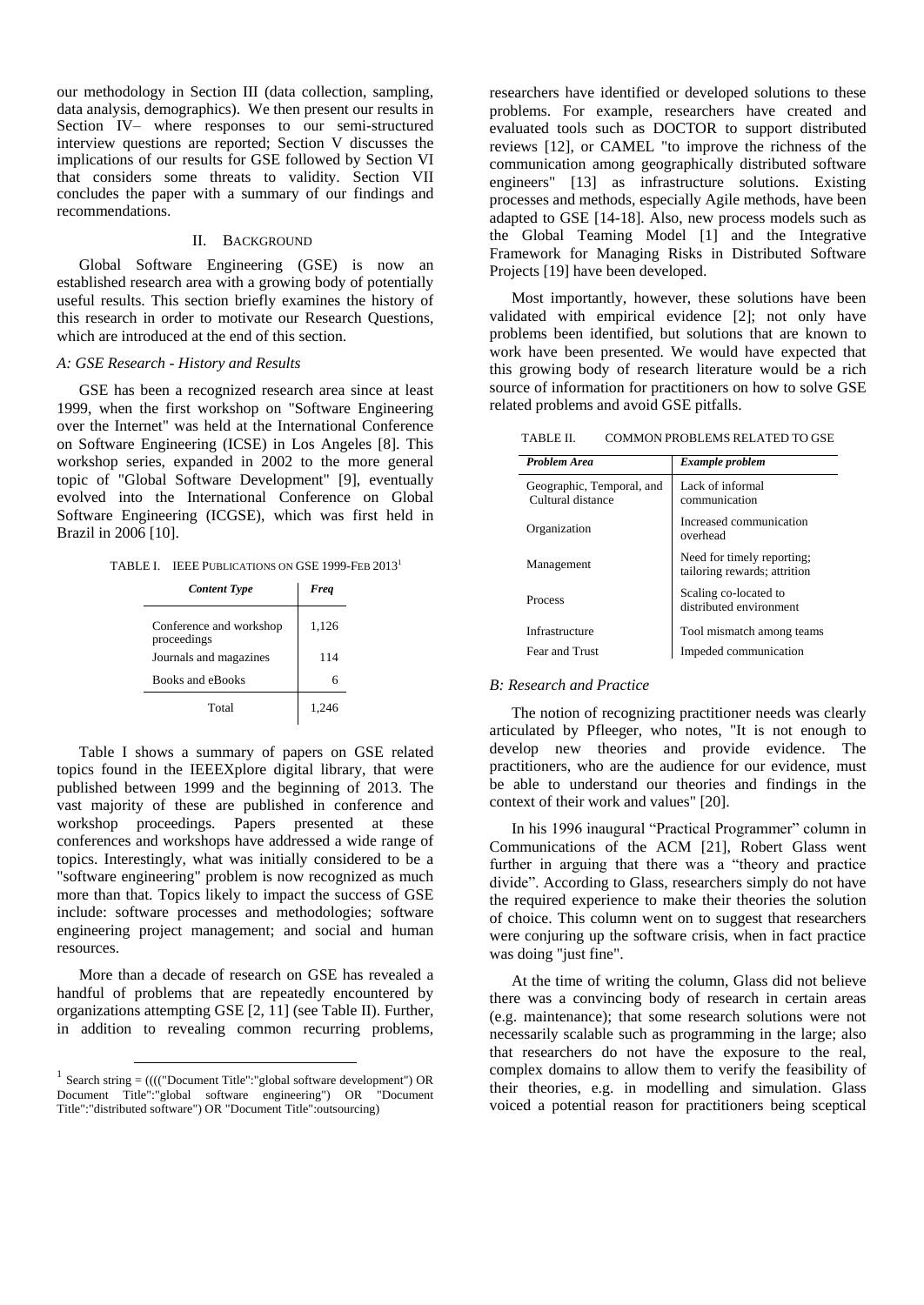our methodology in Section III (data collection, sampling, data analysis, demographics). We then present our results in Section IV– where responses to our semi-structured interview questions are reported; Section V discusses the implications of our results for GSE followed by Section VI that considers some threats to validity. Section VII concludes the paper with a summary of our findings and recommendations.

## II. Background

Global Software Engineering (GSE) is now an established research area with a growing body of potentially useful results. This section briefly examines the history of this research in order to motivate our Research Questions, which are introduced at the end of this section.

### *A: GSE Research - History and Results*

GSE has been a recognized research area since at least 1999, when the first workshop on "Software Engineering over the Internet" was held at the International Conference on Software Engineering (ICSE) in Los Angeles [8]. This workshop series, expanded in 2002 to the more general topic of "Global Software Development" [9], eventually evolved into the International Conference on Global Software Engineering (ICGSE), which was first held in Brazil in 2006 [10].

TABLE I. IEEE Publications on GSE 1999-Feb 2013[1]

| *Content Type* | *Freq* |
|---|---|
| Conference and workshop proceedings | 1,126 |
| Journals and magazines | 114 |
| Books and eBooks | 6 |
| Total | 1,246 |

Table I shows a summary of papers on GSE related topics found in the IEEEXplore digital library, that were published between 1999 and the beginning of 2013. The vast majority of these are published in conference and workshop proceedings. Papers presented at these conferences and workshops have addressed a wide range of topics. Interestingly, what was initially considered to be a "software engineering" problem is now recognized as much more than that. Topics likely to impact the success of GSE include: software processes and methodologies; software engineering project management; and social and human resources.

More than a decade of research on GSE has revealed a handful of problems that are repeatedly encountered by organizations attempting GSE [2, 11] (see Table II). Further, in addition to revealing common recurring problems, researchers have identified or developed solutions to these problems. For example, researchers have created and evaluated tools such as DOCTOR to support distributed reviews [12], or CAMEL "to improve the richness of the communication among geographically distributed software engineers" [13] as infrastructure solutions. Existing processes and methods, especially Agile methods, have been adapted to GSE [14-18]. Also, new process models such as the Global Teaming Model [1] and the Integrative Framework for Managing Risks in Distributed Software Projects [19] have been developed.

Most importantly, however, these solutions have been validated with empirical evidence [2]; not only have problems been identified, but solutions that are known to work have been presented. We would have expected that this growing body of research literature would be a rich source of information for practitioners on how to solve GSE related problems and avoid GSE pitfalls.

TABLE II. Common Problems Related to GSE

| *Problem Area* | *Example problem* |
|---|---|
| Geographic, Temporal, and Cultural distance | Lack of informal communication |
| Organization | Increased communication overhead |
| Management | Need for timely reporting; tailoring rewards; attrition |
| Process | Scaling co-located to distributed environment |
| Infrastructure | Tool mismatch among teams |
| Fear and Trust | Impeded communication |

### *B: Research and Practice*

The notion of recognizing practitioner needs was clearly articulated by Pfleeger, who notes, "It is not enough to develop new theories and provide evidence. The practitioners, who are the audience for our evidence, must be able to understand our theories and findings in the context of their work and values" [20].

In his 1996 inaugural "Practical Programmer" column in Communications of the ACM [21], Robert Glass went further in arguing that there was a "theory and practice divide". According to Glass, researchers simply do not have the required experience to make their theories the solution of choice. This column went on to suggest that researchers were conjuring up the software crisis, when in fact practice was doing "just fine".

At the time of writing the column, Glass did not believe there was a convincing body of research in certain areas (e.g. maintenance); that some research solutions were not necessarily scalable such as programming in the large; also that researchers do not have the exposure to the real, complex domains to allow them to verify the feasibility of their theories, e.g. in modelling and simulation. Glass voiced a potential reason for practitioners being sceptical

[1] Search string = (((("Document Title":"global software development") OR Document Title":"global software engineering") OR "Document Title":"distributed software") OR "Document Title":outsourcing)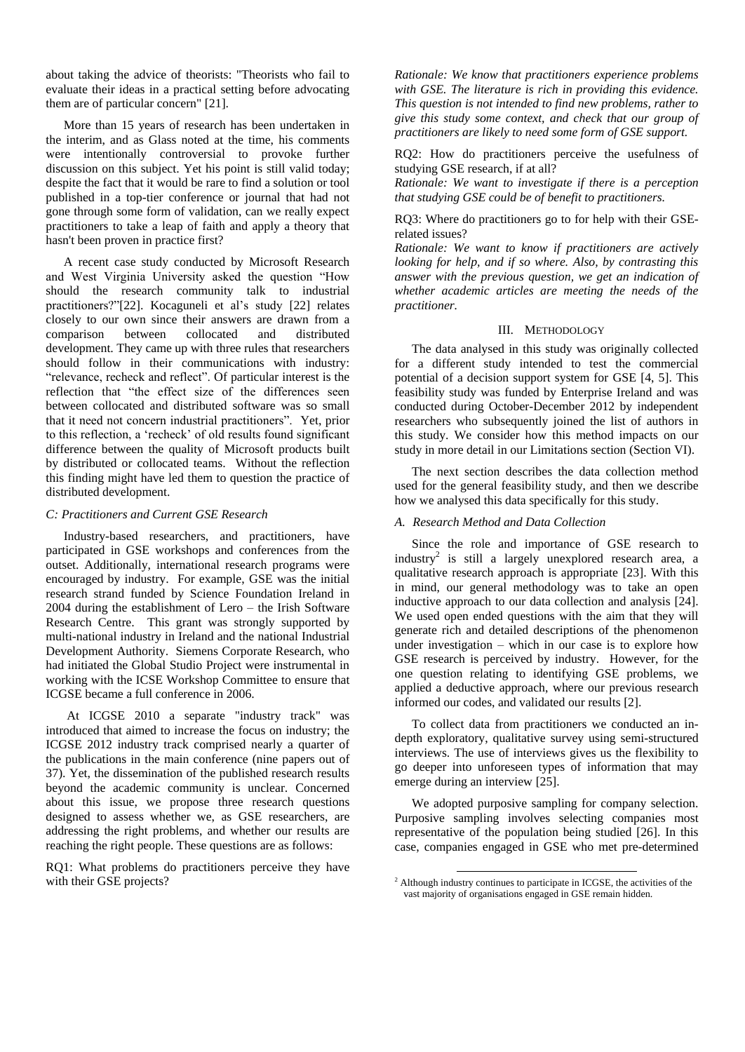about taking the advice of theorists: "Theorists who fail to evaluate their ideas in a practical setting before advocating them are of particular concern" [21].

More than 15 years of research has been undertaken in the interim, and as Glass noted at the time, his comments were intentionally controversial to provoke further discussion on this subject. Yet his point is still valid today; despite the fact that it would be rare to find a solution or tool published in a top-tier conference or journal that had not gone through some form of validation, can we really expect practitioners to take a leap of faith and apply a theory that hasn't been proven in practice first?

A recent case study conducted by Microsoft Research and West Virginia University asked the question "How should the research community talk to industrial practitioners?"[22]. Kocaguneli et al's study [22] relates closely to our own since their answers are drawn from a comparison between collocated and distributed development. They came up with three rules that researchers should follow in their communications with industry: "relevance, recheck and reflect". Of particular interest is the reflection that "the effect size of the differences seen between collocated and distributed software was so small that it need not concern industrial practitioners". Yet, prior to this reflection, a 'recheck' of old results found significant difference between the quality of Microsoft products built by distributed or collocated teams. Without the reflection this finding might have led them to question the practice of distributed development.

### *C: Practitioners and Current GSE Research*

Industry-based researchers, and practitioners, have participated in GSE workshops and conferences from the outset. Additionally, international research programs were encouraged by industry. For example, GSE was the initial research strand funded by Science Foundation Ireland in 2004 during the establishment of Lero – the Irish Software Research Centre. This grant was strongly supported by multi-national industry in Ireland and the national Industrial Development Authority. Siemens Corporate Research, who had initiated the Global Studio Project were instrumental in working with the ICSE Workshop Committee to ensure that ICGSE became a full conference in 2006.

At ICGSE 2010 a separate "industry track" was introduced that aimed to increase the focus on industry; the ICGSE 2012 industry track comprised nearly a quarter of the publications in the main conference (nine papers out of 37). Yet, the dissemination of the published research results beyond the academic community is unclear. Concerned about this issue, we propose three research questions designed to assess whether we, as GSE researchers, are addressing the right problems, and whether our results are reaching the right people. These questions are as follows:

RQ1: What problems do practitioners perceive they have with their GSE projects?

*Rationale: We know that practitioners experience problems with GSE. The literature is rich in providing this evidence. This question is not intended to find new problems, rather to give this study some context, and check that our group of practitioners are likely to need some form of GSE support.*

RQ2: How do practitioners perceive the usefulness of studying GSE research, if at all?

*Rationale: We want to investigate if there is a perception that studying GSE could be of benefit to practitioners.*

RQ3: Where do practitioners go to for help with their GSE-related issues?

*Rationale: We want to know if practitioners are actively looking for help, and if so where. Also, by contrasting this answer with the previous question, we get an indication of whether academic articles are meeting the needs of the practitioner.*

## III. Methodology

The data analysed in this study was originally collected for a different study intended to test the commercial potential of a decision support system for GSE [4, 5]. This feasibility study was funded by Enterprise Ireland and was conducted during October-December 2012 by independent researchers who subsequently joined the list of authors in this study. We consider how this method impacts on our study in more detail in our Limitations section (Section VI).

The next section describes the data collection method used for the general feasibility study, and then we describe how we analysed this data specifically for this study.

### *A. Research Method and Data Collection*

Since the role and importance of GSE research to industry[2] is still a largely unexplored research area, a qualitative research approach is appropriate [23]. With this in mind, our general methodology was to take an open inductive approach to our data collection and analysis [24]. We used open ended questions with the aim that they will generate rich and detailed descriptions of the phenomenon under investigation – which in our case is to explore how GSE research is perceived by industry. However, for the one question relating to identifying GSE problems, we applied a deductive approach, where our previous research informed our codes, and validated our results [2].

To collect data from practitioners we conducted an in-depth exploratory, qualitative survey using semi-structured interviews. The use of interviews gives us the flexibility to go deeper into unforeseen types of information that may emerge during an interview [25].

We adopted purposive sampling for company selection. Purposive sampling involves selecting companies most representative of the population being studied [26]. In this case, companies engaged in GSE who met pre-determined

[2] Although industry continues to participate in ICGSE, the activities of the vast majority of organisations engaged in GSE remain hidden.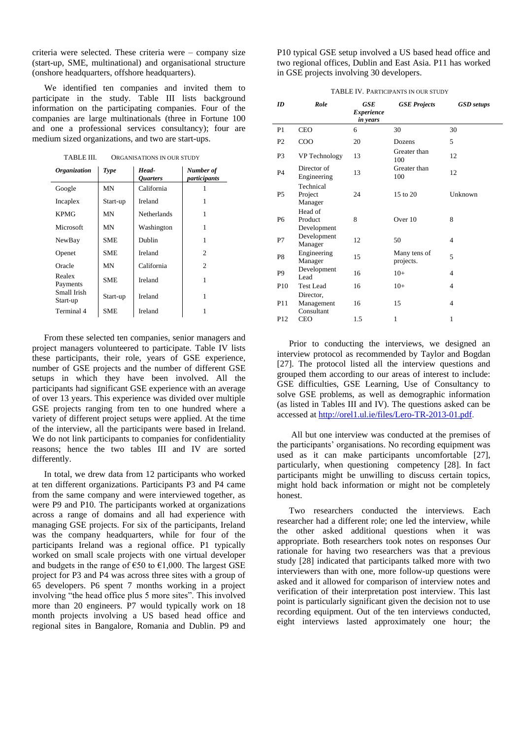criteria were selected. These criteria were – company size (start-up, SME, multinational) and organisational structure (onshore headquarters, offshore headquarters).

We identified ten companies and invited them to participate in the study. Table III lists background information on the participating companies. Four of the companies are large multinationals (three in Fortune 100 and one a professional services consultancy); four are medium sized organizations, and two are start-ups.

TABLE III. ORGANISATIONS IN OUR STUDY

| *Organization* | *Type* | *Head-Quarters* | *Number of participants* |
|---|---|---|---|
| Google | MN | California | 1 |
| Incaplex | Start-up | Ireland | 1 |
| KPMG | MN | Netherlands | 1 |
| Microsoft | MN | Washington | 1 |
| NewBay | SME | Dublin | 1 |
| Openet | SME | Ireland | 2 |
| Oracle | MN | California | 2 |
| Realex Payments | SME | Ireland | 1 |
| Small Irish Start-up | Start-up | Ireland | 1 |
| Terminal 4 | SME | Ireland | 1 |

From these selected ten companies, senior managers and project managers volunteered to participate. Table IV lists these participants, their role, years of GSE experience, number of GSE projects and the number of different GSE setups in which they have been involved. All the participants had significant GSE experience with an average of over 13 years. This experience was divided over multiple GSE projects ranging from ten to one hundred where a variety of different project setups were applied. At the time of the interview, all the participants were based in Ireland. We do not link participants to companies for confidentiality reasons; hence the two tables III and IV are sorted differently.

In total, we drew data from 12 participants who worked at ten different organizations. Participants P3 and P4 came from the same company and were interviewed together, as were P9 and P10. The participants worked at organizations across a range of domains and all had experience with managing GSE projects. For six of the participants, Ireland was the company headquarters, while for four of the participants Ireland was a regional office. P1 typically worked on small scale projects with one virtual developer and budgets in the range of €50 to €1,000. The largest GSE project for P3 and P4 was across three sites with a group of 65 developers. P6 spent 7 months working in a project involving "the head office plus 5 more sites". This involved more than 20 engineers. P7 would typically work on 18 month projects involving a US based head office and regional sites in Bangalore, Romania and Dublin. P9 and P10 typical GSE setup involved a US based head office and two regional offices, Dublin and East Asia. P11 has worked in GSE projects involving 30 developers.

TABLE IV. PARTICIPANTS IN OUR STUDY

| *ID* | *Role* | *GSE Experience in years* | *GSE Projects* | *GSD setups* |
|---|---|---|---|---|
| P1 | CEO | 6 | 30 | 30 |
| P2 | COO | 20 | Dozens | 5 |
| P3 | VP Technology | 13 | Greater than 100 | 12 |
| P4 | Director of Engineering | 13 | Greater than 100 | 12 |
| P5 | Technical Project Manager | 24 | 15 to 20 | Unknown |
| P6 | Head of Product Development | 8 | Over 10 | 8 |
| P7 | Development Manager | 12 | 50 | 4 |
| P8 | Engineering Manager | 15 | Many tens of projects. | 5 |
| P9 | Development Lead | 16 | 10+ | 4 |
| P10 | Test Lead | 16 | 10+ | 4 |
| P11 | Director, Management Consultant | 16 | 15 | 4 |
| P12 | CEO | 1.5 | 1 | 1 |

Prior to conducting the interviews, we designed an interview protocol as recommended by Taylor and Bogdan [27]. The protocol listed all the interview questions and grouped them according to our areas of interest to include: GSE difficulties, GSE Learning, Use of Consultancy to solve GSE problems, as well as demographic information (as listed in Tables III and IV). The questions asked can be accessed at http://orel1.ul.ie/files/Lero-TR-2013-01.pdf.

All but one interview was conducted at the premises of the participants' organisations. No recording equipment was used as it can make participants uncomfortable [27], particularly, when questioning competency [28]. In fact participants might be unwilling to discuss certain topics, might hold back information or might not be completely honest.

Two researchers conducted the interviews. Each researcher had a different role; one led the interview, while the other asked additional questions when it was appropriate. Both researchers took notes on responses Our rationale for having two researchers was that a previous study [28] indicated that participants talked more with two interviewers than with one, more follow-up questions were asked and it allowed for comparison of interview notes and verification of their interpretation post interview. This last point is particularly significant given the decision not to use recording equipment. Out of the ten interviews conducted, eight interviews lasted approximately one hour; the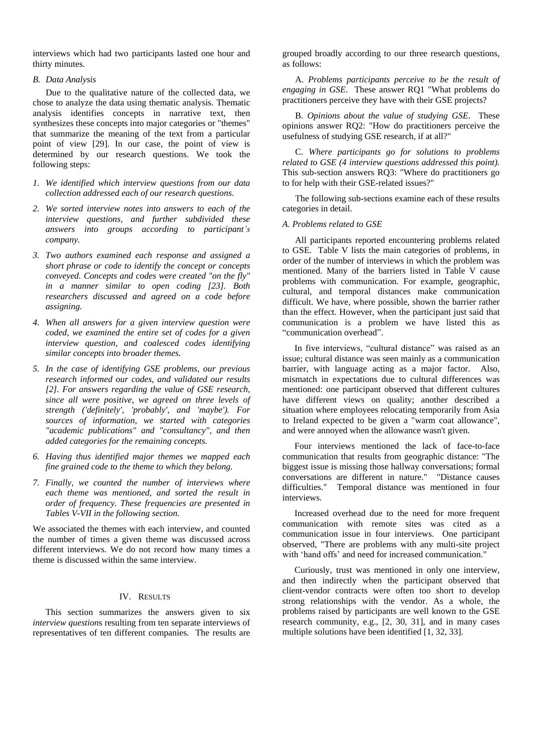interviews which had two participants lasted one hour and thirty minutes.

### B. Data Analysis

Due to the qualitative nature of the collected data, we chose to analyze the data using thematic analysis. Thematic analysis identifies concepts in narrative text, then synthesizes these concepts into major categories or "themes" that summarize the meaning of the text from a particular point of view [29]. In our case, the point of view is determined by our research questions. We took the following steps:

1. *We identified which interview questions from our data collection addressed each of our research questions.*
2. *We sorted interview notes into answers to each of the interview questions, and further subdivided these answers into groups according to participant's company.*
3. *Two authors examined each response and assigned a short phrase or code to identify the concept or concepts conveyed. Concepts and codes were created "on the fly" in a manner similar to open coding [23]. Both researchers discussed and agreed on a code before assigning.*
4. *When all answers for a given interview question were coded, we examined the entire set of codes for a given interview question, and coalesced codes identifying similar concepts into broader themes.*
5. *In the case of identifying GSE problems, our previous research informed our codes, and validated our results [2]. For answers regarding the value of GSE research, since all were positive, we agreed on three levels of strength ('definitely', 'probably', and 'maybe'). For sources of information, we started with categories "academic publications" and "consultancy", and then added categories for the remaining concepts.*
6. *Having thus identified major themes we mapped each fine grained code to the theme to which they belong.*
7. *Finally, we counted the number of interviews where each theme was mentioned, and sorted the result in order of frequency. These frequencies are presented in Tables V-VII in the following section.*

We associated the themes with each interview, and counted the number of times a given theme was discussed across different interviews. We do not record how many times a theme is discussed within the same interview.

## IV. Results

This section summarizes the answers given to six *interview questions* resulting from ten separate interviews of representatives of ten different companies. The results are grouped broadly according to our three research questions, as follows:

A. *Problems participants perceive to be the result of engaging in GSE*. These answer RQ1 "What problems do practitioners perceive they have with their GSE projects?

B. *Opinions about the value of studying GSE*. These opinions answer RQ2: "How do practitioners perceive the usefulness of studying GSE research, if at all?"

C. *Where participants go for solutions to problems related to GSE (4 interview questions addressed this point).* This sub-section answers RQ3: "Where do practitioners go to for help with their GSE-related issues?"

The following sub-sections examine each of these results categories in detail.

### A. Problems related to GSE

All participants reported encountering problems related to GSE. Table V lists the main categories of problems, in order of the number of interviews in which the problem was mentioned. Many of the barriers listed in Table V cause problems with communication. For example, geographic, cultural, and temporal distances make communication difficult. We have, where possible, shown the barrier rather than the effect. However, when the participant just said that communication is a problem we have listed this as "communication overhead".

In five interviews, "cultural distance" was raised as an issue; cultural distance was seen mainly as a communication barrier, with language acting as a major factor. Also, mismatch in expectations due to cultural differences was mentioned: one participant observed that different cultures have different views on quality; another described a situation where employees relocating temporarily from Asia to Ireland expected to be given a "warm coat allowance", and were annoyed when the allowance wasn't given.

Four interviews mentioned the lack of face-to-face communication that results from geographic distance: "The biggest issue is missing those hallway conversations; formal conversations are different in nature." "Distance causes difficulties." Temporal distance was mentioned in four interviews.

Increased overhead due to the need for more frequent communication with remote sites was cited as a communication issue in four interviews. One participant observed, "There are problems with any multi-site project with 'hand offs' and need for increased communication."

Curiously, trust was mentioned in only one interview, and then indirectly when the participant observed that client-vendor contracts were often too short to develop strong relationships with the vendor. As a whole, the problems raised by participants are well known to the GSE research community, e.g., [2, 30, 31], and in many cases multiple solutions have been identified [1, 32, 33].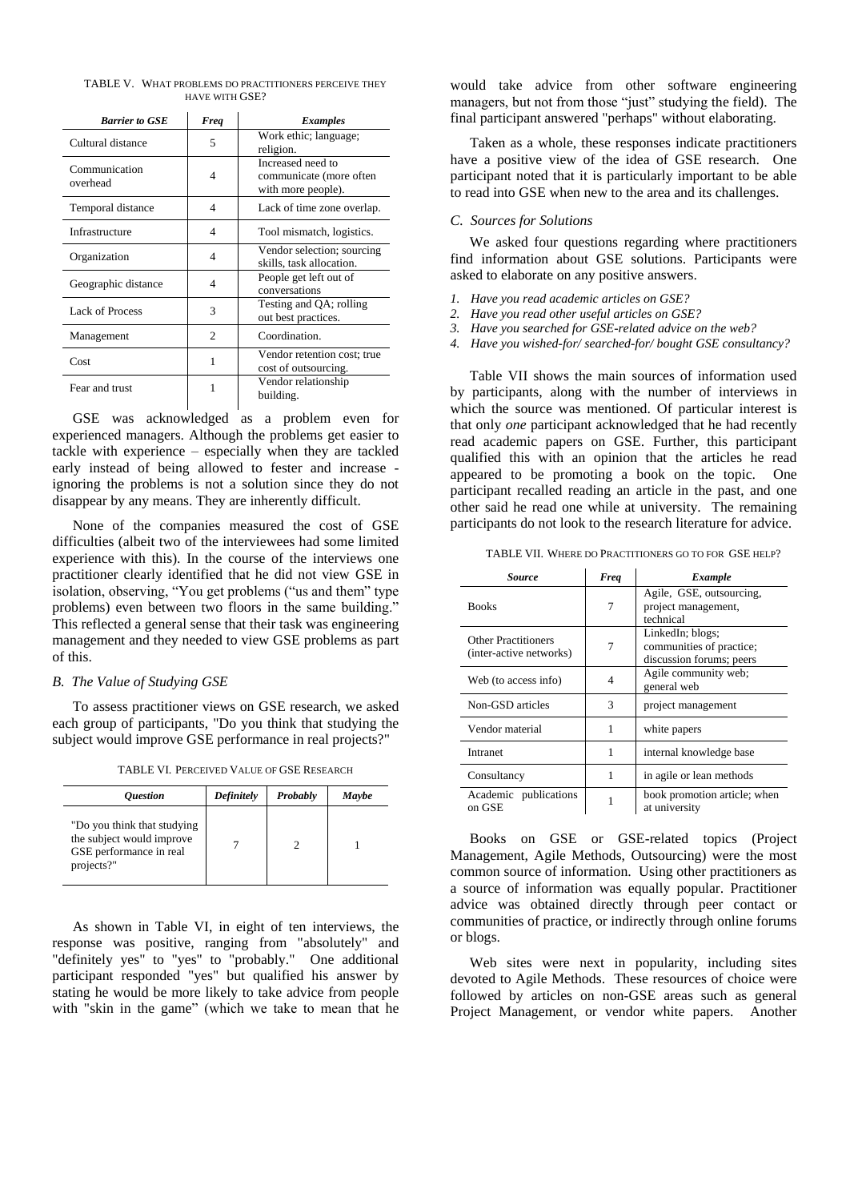TABLE V. WHAT PROBLEMS DO PRACTITIONERS PERCEIVE THEY HAVE WITH GSE?

| *Barrier to GSE* | *Freq* | *Examples* |
|---|---|---|
| Cultural distance | 5 | Work ethic; language; religion. |
| Communication overhead | 4 | Increased need to communicate (more often with more people). |
| Temporal distance | 4 | Lack of time zone overlap. |
| Infrastructure | 4 | Tool mismatch, logistics. |
| Organization | 4 | Vendor selection; sourcing skills, task allocation. |
| Geographic distance | 4 | People get left out of conversations |
| Lack of Process | 3 | Testing and QA; rolling out best practices. |
| Management | 2 | Coordination. |
| Cost | 1 | Vendor retention cost; true cost of outsourcing. |
| Fear and trust | 1 | Vendor relationship building. |

GSE was acknowledged as a problem even for experienced managers. Although the problems get easier to tackle with experience – especially when they are tackled early instead of being allowed to fester and increase - ignoring the problems is not a solution since they do not disappear by any means. They are inherently difficult.

None of the companies measured the cost of GSE difficulties (albeit two of the interviewees had some limited experience with this). In the course of the interviews one practitioner clearly identified that he did not view GSE in isolation, observing, "You get problems ("us and them" type problems) even between two floors in the same building." This reflected a general sense that their task was engineering management and they needed to view GSE problems as part of this.

### *B. The Value of Studying GSE*

To assess practitioner views on GSE research, we asked each group of participants, "Do you think that studying the subject would improve GSE performance in real projects?"

TABLE VI. PERCEIVED VALUE OF GSE RESEARCH

| *Question* | *Definitely* | *Probably* | *Maybe* |
|---|---|---|---|
| "Do you think that studying the subject would improve GSE performance in real projects?" | 7 | 2 | 1 |

As shown in Table VI, in eight of ten interviews, the response was positive, ranging from "absolutely" and "definitely yes" to "yes" to "probably." One additional participant responded "yes" but qualified his answer by stating he would be more likely to take advice from people with "skin in the game" (which we take to mean that he would take advice from other software engineering managers, but not from those "just" studying the field). The final participant answered "perhaps" without elaborating.

Taken as a whole, these responses indicate practitioners have a positive view of the idea of GSE research. One participant noted that it is particularly important to be able to read into GSE when new to the area and its challenges.

### *C. Sources for Solutions*

We asked four questions regarding where practitioners find information about GSE solutions. Participants were asked to elaborate on any positive answers.

1. *Have you read academic articles on GSE?*
2. *Have you read other useful articles on GSE?*
3. *Have you searched for GSE-related advice on the web?*
4. *Have you wished-for/ searched-for/ bought GSE consultancy?*

Table VII shows the main sources of information used by participants, along with the number of interviews in which the source was mentioned. Of particular interest is that only *one* participant acknowledged that he had recently read academic papers on GSE. Further, this participant qualified this with an opinion that the articles he read appeared to be promoting a book on the topic. One participant recalled reading an article in the past, and one other said he read one while at university. The remaining participants do not look to the research literature for advice.

TABLE VII. WHERE DO PRACTITIONERS GO TO FOR GSE HELP?

| *Source* | *Freq* | *Example* |
|---|---|---|
| Books | 7 | Agile, GSE, outsourcing, project management, technical |
| Other Practitioners (inter-active networks) | 7 | LinkedIn; blogs; communities of practice; discussion forums; peers |
| Web (to access info) | 4 | Agile community web; general web |
| Non-GSD articles | 3 | project management |
| Vendor material | 1 | white papers |
| Intranet | 1 | internal knowledge base |
| Consultancy | 1 | in agile or lean methods |
| Academic publications on GSE | 1 | book promotion article; when at university |

Books on GSE or GSE-related topics (Project Management, Agile Methods, Outsourcing) were the most common source of information. Using other practitioners as a source of information was equally popular. Practitioner advice was obtained directly through peer contact or communities of practice, or indirectly through online forums or blogs.

Web sites were next in popularity, including sites devoted to Agile Methods. These resources of choice were followed by articles on non-GSE areas such as general Project Management, or vendor white papers. Another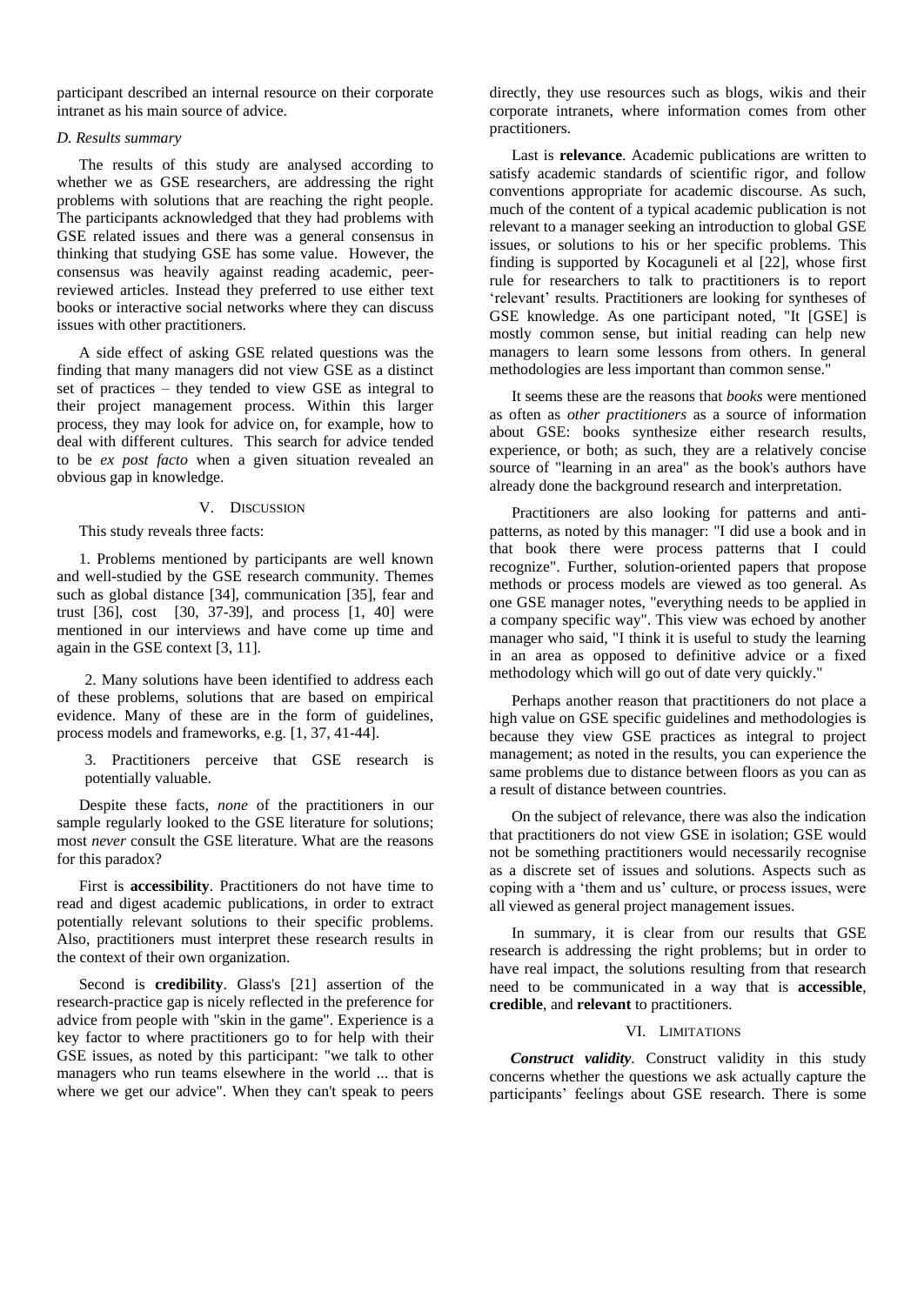participant described an internal resource on their corporate intranet as his main source of advice.

### D. Results summary

The results of this study are analysed according to whether we as GSE researchers, are addressing the right problems with solutions that are reaching the right people. The participants acknowledged that they had problems with GSE related issues and there was a general consensus in thinking that studying GSE has some value. However, the consensus was heavily against reading academic, peer-reviewed articles. Instead they preferred to use either text books or interactive social networks where they can discuss issues with other practitioners.

A side effect of asking GSE related questions was the finding that many managers did not view GSE as a distinct set of practices – they tended to view GSE as integral to their project management process. Within this larger process, they may look for advice on, for example, how to deal with different cultures. This search for advice tended to be *ex post facto* when a given situation revealed an obvious gap in knowledge.

## V. Discussion

This study reveals three facts:

1. Problems mentioned by participants are well known and well-studied by the GSE research community. Themes such as global distance [34], communication [35], fear and trust [36], cost [30, 37-39], and process [1, 40] were mentioned in our interviews and have come up time and again in the GSE context [3, 11].

2. Many solutions have been identified to address each of these problems, solutions that are based on empirical evidence. Many of these are in the form of guidelines, process models and frameworks, e.g. [1, 37, 41-44].

3. Practitioners perceive that GSE research is potentially valuable.

Despite these facts, *none* of the practitioners in our sample regularly looked to the GSE literature for solutions; most *never* consult the GSE literature. What are the reasons for this paradox?

First is **accessibility**. Practitioners do not have time to read and digest academic publications, in order to extract potentially relevant solutions to their specific problems. Also, practitioners must interpret these research results in the context of their own organization.

Second is **credibility**. Glass's [21] assertion of the research-practice gap is nicely reflected in the preference for advice from people with "skin in the game". Experience is a key factor to where practitioners go to for help with their GSE issues, as noted by this participant: "we talk to other managers who run teams elsewhere in the world ... that is where we get our advice". When they can't speak to peers directly, they use resources such as blogs, wikis and their corporate intranets, where information comes from other practitioners.

Last is **relevance**. Academic publications are written to satisfy academic standards of scientific rigor, and follow conventions appropriate for academic discourse. As such, much of the content of a typical academic publication is not relevant to a manager seeking an introduction to global GSE issues, or solutions to his or her specific problems. This finding is supported by Kocaguneli et al [22], whose first rule for researchers to talk to practitioners is to report 'relevant' results. Practitioners are looking for syntheses of GSE knowledge. As one participant noted, "It [GSE] is mostly common sense, but initial reading can help new managers to learn some lessons from others. In general methodologies are less important than common sense."

It seems these are the reasons that *books* were mentioned as often as *other practitioners* as a source of information about GSE: books synthesize either research results, experience, or both; as such, they are a relatively concise source of "learning in an area" as the book's authors have already done the background research and interpretation.

Practitioners are also looking for patterns and anti-patterns, as noted by this manager: "I did use a book and in that book there were process patterns that I could recognize". Further, solution-oriented papers that propose methods or process models are viewed as too general. As one GSE manager notes, "everything needs to be applied in a company specific way". This view was echoed by another manager who said, "I think it is useful to study the learning in an area as opposed to definitive advice or a fixed methodology which will go out of date very quickly."

Perhaps another reason that practitioners do not place a high value on GSE specific guidelines and methodologies is because they view GSE practices as integral to project management; as noted in the results, you can experience the same problems due to distance between floors as you can as a result of distance between countries.

On the subject of relevance, there was also the indication that practitioners do not view GSE in isolation; GSE would not be something practitioners would necessarily recognise as a discrete set of issues and solutions. Aspects such as coping with a 'them and us' culture, or process issues, were all viewed as general project management issues.

In summary, it is clear from our results that GSE research is addressing the right problems; but in order to have real impact, the solutions resulting from that research need to be communicated in a way that is **accessible**, **credible**, and **relevant** to practitioners.

## VI. Limitations

***Construct validity***. Construct validity in this study concerns whether the questions we ask actually capture the participants' feelings about GSE research. There is some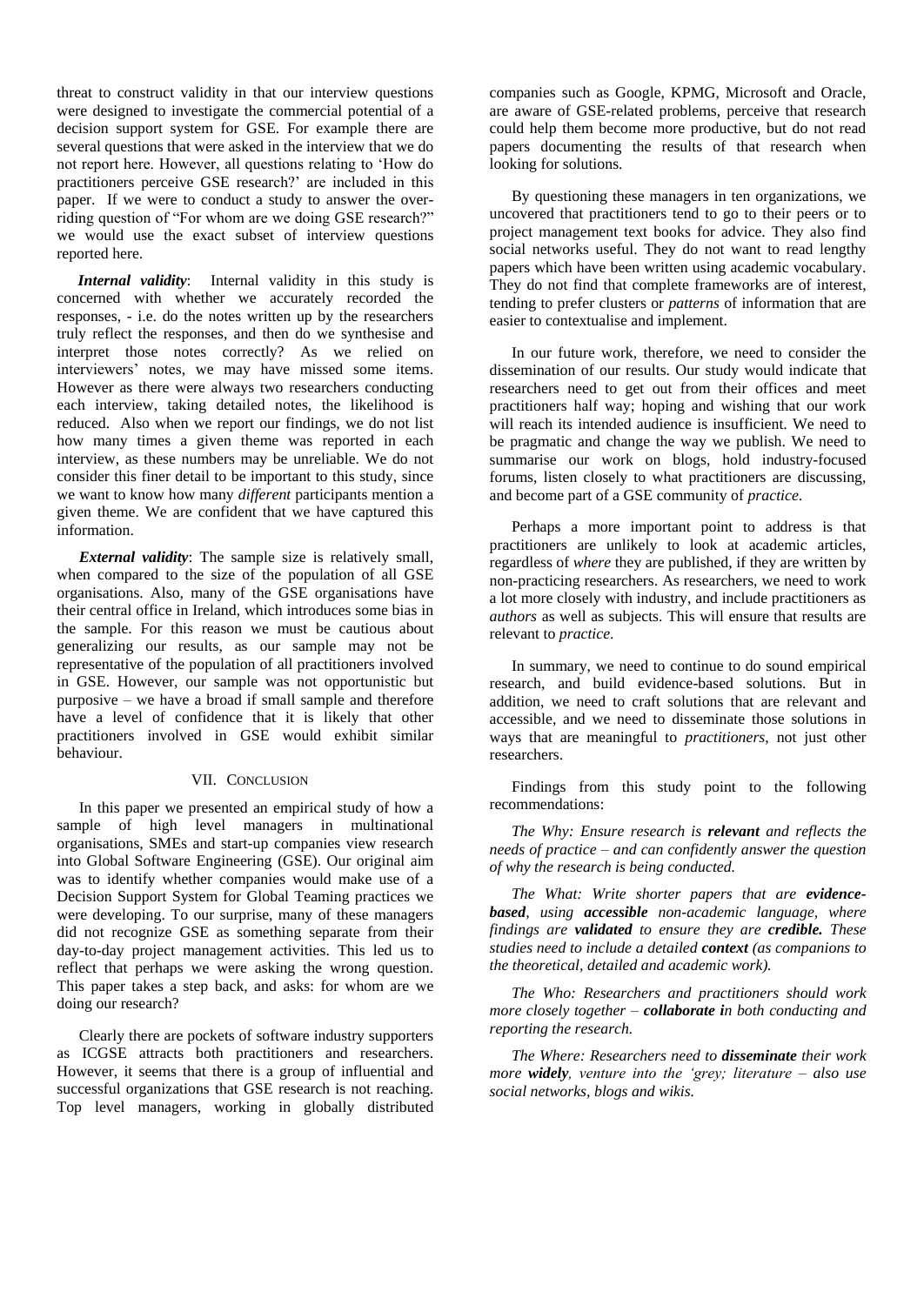threat to construct validity in that our interview questions were designed to investigate the commercial potential of a decision support system for GSE. For example there are several questions that were asked in the interview that we do not report here. However, all questions relating to 'How do practitioners perceive GSE research?' are included in this paper. If we were to conduct a study to answer the over-riding question of "For whom are we doing GSE research?" we would use the exact subset of interview questions reported here.

***Internal validity***: Internal validity in this study is concerned with whether we accurately recorded the responses, - i.e. do the notes written up by the researchers truly reflect the responses, and then do we synthesise and interpret those notes correctly? As we relied on interviewers' notes, we may have missed some items. However as there were always two researchers conducting each interview, taking detailed notes, the likelihood is reduced. Also when we report our findings, we do not list how many times a given theme was reported in each interview, as these numbers may be unreliable. We do not consider this finer detail to be important to this study, since we want to know how many *different* participants mention a given theme. We are confident that we have captured this information.

***External validity***: The sample size is relatively small, when compared to the size of the population of all GSE organisations. Also, many of the GSE organisations have their central office in Ireland, which introduces some bias in the sample. For this reason we must be cautious about generalizing our results, as our sample may not be representative of the population of all practitioners involved in GSE. However, our sample was not opportunistic but purposive – we have a broad if small sample and therefore have a level of confidence that it is likely that other practitioners involved in GSE would exhibit similar behaviour.

## VII. Conclusion

In this paper we presented an empirical study of how a sample of high level managers in multinational organisations, SMEs and start-up companies view research into Global Software Engineering (GSE). Our original aim was to identify whether companies would make use of a Decision Support System for Global Teaming practices we were developing. To our surprise, many of these managers did not recognize GSE as something separate from their day-to-day project management activities. This led us to reflect that perhaps we were asking the wrong question. This paper takes a step back, and asks: for whom are we doing our research?

Clearly there are pockets of software industry supporters as ICGSE attracts both practitioners and researchers. However, it seems that there is a group of influential and successful organizations that GSE research is not reaching. Top level managers, working in globally distributed companies such as Google, KPMG, Microsoft and Oracle, are aware of GSE-related problems, perceive that research could help them become more productive, but do not read papers documenting the results of that research when looking for solutions.

By questioning these managers in ten organizations, we uncovered that practitioners tend to go to their peers or to project management text books for advice. They also find social networks useful. They do not want to read lengthy papers which have been written using academic vocabulary. They do not find that complete frameworks are of interest, tending to prefer clusters or *patterns* of information that are easier to contextualise and implement.

In our future work, therefore, we need to consider the dissemination of our results. Our study would indicate that researchers need to get out from their offices and meet practitioners half way; hoping and wishing that our work will reach its intended audience is insufficient. We need to be pragmatic and change the way we publish. We need to summarise our work on blogs, hold industry-focused forums, listen closely to what practitioners are discussing, and become part of a GSE community of *practice*.

Perhaps a more important point to address is that practitioners are unlikely to look at academic articles, regardless of *where* they are published, if they are written by non-practicing researchers. As researchers, we need to work a lot more closely with industry, and include practitioners as *authors* as well as subjects. This will ensure that results are relevant to *practice*.

In summary, we need to continue to do sound empirical research, and build evidence-based solutions. But in addition, we need to craft solutions that are relevant and accessible, and we need to disseminate those solutions in ways that are meaningful to *practitioners*, not just other researchers.

Findings from this study point to the following recommendations:

*The Why: Ensure research is **relevant** and reflects the needs of practice – and can confidently answer the question of why the research is being conducted.*

*The What: Write shorter papers that are **evidence-based**, using **accessible** non-academic language, where findings are **validated** to ensure they are **credible.** These studies need to include a detailed **context** (as companions to the theoretical, detailed and academic work).*

*The Who: Researchers and practitioners should work more closely together – **collaborate i**n both conducting and reporting the research.*

*The Where: Researchers need to **disseminate** their work more **widely**, venture into the 'grey; literature – also use social networks, blogs and wikis.*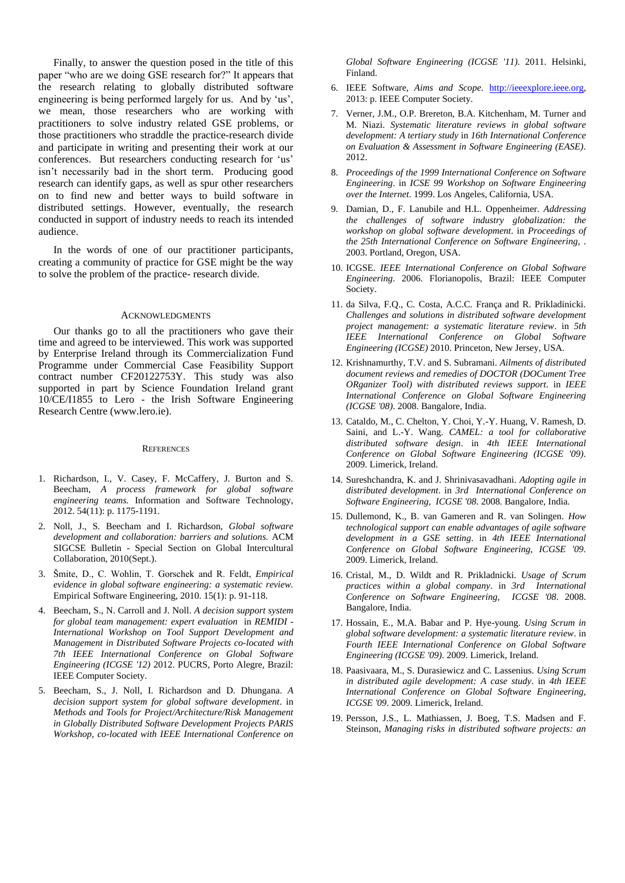Finally, to answer the question posed in the title of this paper "who are we doing GSE research for?" It appears that the research relating to globally distributed software engineering is being performed largely for us. And by 'us', we mean, those researchers who are working with practitioners to solve industry related GSE problems, or those practitioners who straddle the practice-research divide and participate in writing and presenting their work at our conferences. But researchers conducting research for 'us' isn't necessarily bad in the short term. Producing good research can identify gaps, as well as spur other researchers on to find new and better ways to build software in distributed settings. However, eventually, the research conducted in support of industry needs to reach its intended audience.

In the words of one of our practitioner participants, creating a community of practice for GSE might be the way to solve the problem of the practice- research divide.

## Acknowledgments

Our thanks go to all the practitioners who gave their time and agreed to be interviewed. This work was supported by Enterprise Ireland through its Commercialization Fund Programme under Commercial Case Feasibility Support contract number CF20122753Y. This study was also supported in part by Science Foundation Ireland grant 10/CE/I1855 to Lero - the Irish Software Engineering Research Centre (www.lero.ie).

## References

1. Richardson, I., V. Casey, F. McCaffery, J. Burton and S. Beecham, *A process framework for global software engineering teams.* Information and Software Technology, 2012. 54(11): p. 1175-1191.
2. Noll, J., S. Beecham and I. Richardson, *Global software development and collaboration: barriers and solutions.* ACM SIGCSE Bulletin - Special Section on Global Intercultural Collaboration, 2010(Sept.).
3. Šmite, D., C. Wohlin, T. Gorschek and R. Feldt, *Empirical evidence in global software engineering: a systematic review.* Empirical Software Engineering, 2010. 15(1): p. 91-118.
4. Beecham, S., N. Carroll and J. Noll. *A decision support system for global team management: expert evaluation* in *REMIDI - International Workshop on Tool Support Development and Management in Distributed Software Projects co-located with 7th IEEE International Conference on Global Software Engineering (ICGSE '12)* 2012. PUCRS, Porto Alegre, Brazil: IEEE Computer Society.
5. Beecham, S., J. Noll, I. Richardson and D. Dhungana. *A decision support system for global software development*. in *Methods and Tools for Project/Architecture/Risk Management in Globally Distributed Software Development Projects PARIS Workshop, co-located with IEEE International Conference on Global Software Engineering (ICGSE '11)*. 2011. Helsinki, Finland.
6. IEEE Software, *Aims and Scope.* http://ieeexplore.ieee.org, 2013: p. IEEE Computer Society.
7. Verner, J.M., O.P. Brereton, B.A. Kitchenham, M. Turner and M. Niazi. *Systematic literature reviews in global software development: A tertiary study* in *16th International Conference on Evaluation & Assessment in Software Engineering (EASE)*. 2012.
8. *Proceedings of the 1999 International Conference on Software Engineering*. in *ICSE 99 Workshop on Software Engineering over the Internet*. 1999. Los Angeles, California, USA.
9. Damian, D., F. Lanubile and H.L. Oppenheimer. *Addressing the challenges of software industry globalization: the workshop on global software development*. in *Proceedings of the 25th International Conference on Software Engineering,* . 2003. Portland, Oregon, USA.
10. ICGSE. *IEEE International Conference on Global Software Engineering*. 2006. Florianopolis, Brazil: IEEE Computer Society.
11. da Silva, F.Q., C. Costa, A.C.C. França and R. Prikladinicki. *Challenges and solutions in distributed software development project management: a systematic literature review*. in *5th IEEE International Conference on Global Software Engineering (ICGSE)* 2010. Princeton, New Jersey, USA.
12. Krishnamurthy, T.V. and S. Subramani. *Ailments of distributed document reviews and remedies of DOCTOR (DOCument Tree ORganizer Tool) with distributed reviews support*. in *IEEE International Conference on Global Software Engineering (ICGSE '08)*. 2008. Bangalore, India.
13. Cataldo, M., C. Chelton, Y. Choi, Y.-Y. Huang, V. Ramesh, D. Saini, and L.-Y. Wang. *CAMEL: a tool for collaborative distributed software design*. in *4th IEEE International Conference on Global Software Engineering (ICGSE '09)*. 2009. Limerick, Ireland.
14. Sureshchandra, K. and J. Shrinivasavadhani. *Adopting agile in distributed development*. in *3rd International Conference on Software Engineering, ICGSE '08*. 2008. Bangalore, India.
15. Dullemond, K., B. van Gameren and R. van Solingen. *How technological support can enable advantages of agile software development in a GSE setting*. in *4th IEEE International Conference on Global Software Engineering, ICGSE '09*. 2009. Limerick, Ireland.
16. Cristal, M., D. Wildt and R. Prikladnicki. *Usage of Scrum practices within a global company*. in *3rd International Conference on Software Engineering, ICGSE '08*. 2008. Bangalore, India.
17. Hossain, E., M.A. Babar and P. Hye-young. *Using Scrum in global software development: a systematic literature review*. in *Fourth IEEE International Conference on Global Software Engineering (ICGSE '09)*. 2009. Limerick, Ireland.
18. Paasivaara, M., S. Durasiewicz and C. Lassenius. *Using Scrum in distributed agile development: A case study*. in *4th IEEE International Conference on Global Software Engineering, ICGSE '09*. 2009. Limerick, Ireland.
19. Persson, J.S., L. Mathiassen, J. Boeg, T.S. Madsen and F. Steinson, *Managing risks in distributed software projects: an*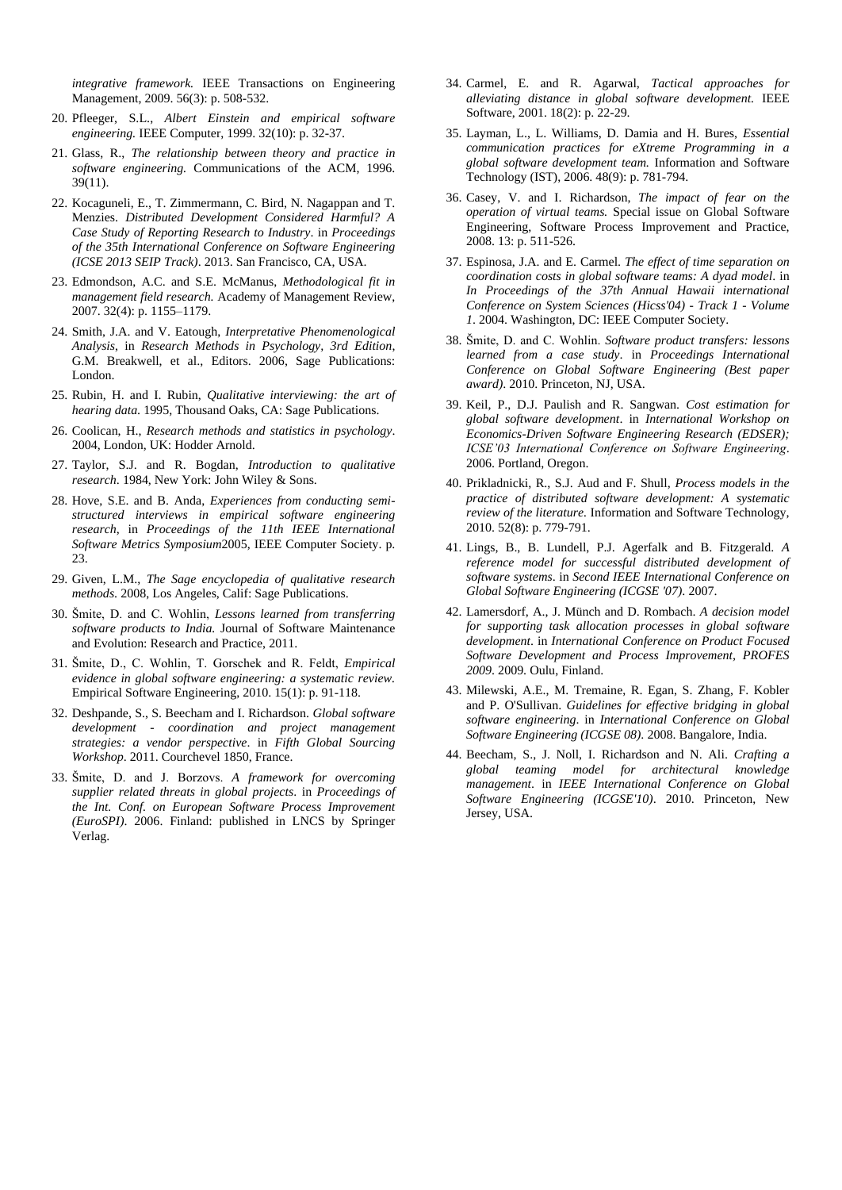*integrative framework.* IEEE Transactions on Engineering Management, 2009. 56(3): p. 508-532.

20. Pfleeger, S.L., *Albert Einstein and empirical software engineering.* IEEE Computer, 1999. 32(10): p. 32-37.
21. Glass, R., *The relationship between theory and practice in software engineering.* Communications of the ACM, 1996. 39(11).
22. Kocaguneli, E., T. Zimmermann, C. Bird, N. Nagappan and T. Menzies. *Distributed Development Considered Harmful? A Case Study of Reporting Research to Industry*. in *Proceedings of the 35th International Conference on Software Engineering (ICSE 2013 SEIP Track)*. 2013. San Francisco, CA, USA.
23. Edmondson, A.C. and S.E. McManus, *Methodological fit in management field research.* Academy of Management Review, 2007. 32(4): p. 1155–1179.
24. Smith, J.A. and V. Eatough, *Interpretative Phenomenological Analysis*, in *Research Methods in Psychology, 3rd Edition*, G.M. Breakwell, et al., Editors. 2006, Sage Publications: London.
25. Rubin, H. and I. Rubin, *Qualitative interviewing: the art of hearing data.* 1995, Thousand Oaks, CA: Sage Publications.
26. Coolican, H., *Research methods and statistics in psychology*. 2004, London, UK: Hodder Arnold.
27. Taylor, S.J. and R. Bogdan, *Introduction to qualitative research*. 1984, New York: John Wiley & Sons.
28. Hove, S.E. and B. Anda, *Experiences from conducting semi-structured interviews in empirical software engineering research*, in *Proceedings of the 11th IEEE International Software Metrics Symposium*2005, IEEE Computer Society. p. 23.
29. Given, L.M., *The Sage encyclopedia of qualitative research methods.* 2008, Los Angeles, Calif: Sage Publications.
30. Šmite, D. and C. Wohlin, *Lessons learned from transferring software products to India.* Journal of Software Maintenance and Evolution: Research and Practice, 2011.
31. Šmite, D., C. Wohlin, T. Gorschek and R. Feldt, *Empirical evidence in global software engineering: a systematic review.* Empirical Software Engineering, 2010. 15(1): p. 91-118.
32. Deshpande, S., S. Beecham and I. Richardson. *Global software development - coordination and project management strategies: a vendor perspective*. in *Fifth Global Sourcing Workshop*. 2011. Courchevel 1850, France.
33. Šmite, D. and J. Borzovs. *A framework for overcoming supplier related threats in global projects*. in *Proceedings of the Int. Conf. on European Software Process Improvement (EuroSPI)*. 2006. Finland: published in LNCS by Springer Verlag.
34. Carmel, E. and R. Agarwal, *Tactical approaches for alleviating distance in global software development.* IEEE Software, 2001. 18(2): p. 22-29.
35. Layman, L., L. Williams, D. Damia and H. Bures, *Essential communication practices for eXtreme Programming in a global software development team.* Information and Software Technology (IST), 2006. 48(9): p. 781-794.
36. Casey, V. and I. Richardson, *The impact of fear on the operation of virtual teams.* Special issue on Global Software Engineering, Software Process Improvement and Practice, 2008. 13: p. 511-526.
37. Espinosa, J.A. and E. Carmel. *The effect of time separation on coordination costs in global software teams: A dyad model*. in *In Proceedings of the 37th Annual Hawaii international Conference on System Sciences (Hicss'04) - Track 1 - Volume 1*. 2004. Washington, DC: IEEE Computer Society.
38. Šmite, D. and C. Wohlin. *Software product transfers: lessons learned from a case study*. in *Proceedings International Conference on Global Software Engineering (Best paper award)*. 2010. Princeton, NJ, USA.
39. Keil, P., D.J. Paulish and R. Sangwan. *Cost estimation for global software development*. in *International Workshop on Economics-Driven Software Engineering Research (EDSER); ICSE'03 International Conference on Software Engineering*. 2006. Portland, Oregon.
40. Prikladnicki, R., S.J. Aud and F. Shull, *Process models in the practice of distributed software development: A systematic review of the literature.* Information and Software Technology, 2010. 52(8): p. 779-791.
41. Lings, B., B. Lundell, P.J. Agerfalk and B. Fitzgerald. *A reference model for successful distributed development of software systems*. in *Second IEEE International Conference on Global Software Engineering (ICGSE '07)*. 2007.
42. Lamersdorf, A., J. Münch and D. Rombach. *A decision model for supporting task allocation processes in global software development*. in *International Conference on Product Focused Software Development and Process Improvement, PROFES 2009*. 2009. Oulu, Finland.
43. Milewski, A.E., M. Tremaine, R. Egan, S. Zhang, F. Kobler and P. O'Sullivan. *Guidelines for effective bridging in global software engineering*. in *International Conference on Global Software Engineering (ICGSE 08)*. 2008. Bangalore, India.
44. Beecham, S., J. Noll, I. Richardson and N. Ali. *Crafting a global teaming model for architectural knowledge management*. in *IEEE International Conference on Global Software Engineering (ICGSE'10)*. 2010. Princeton, New Jersey, USA.